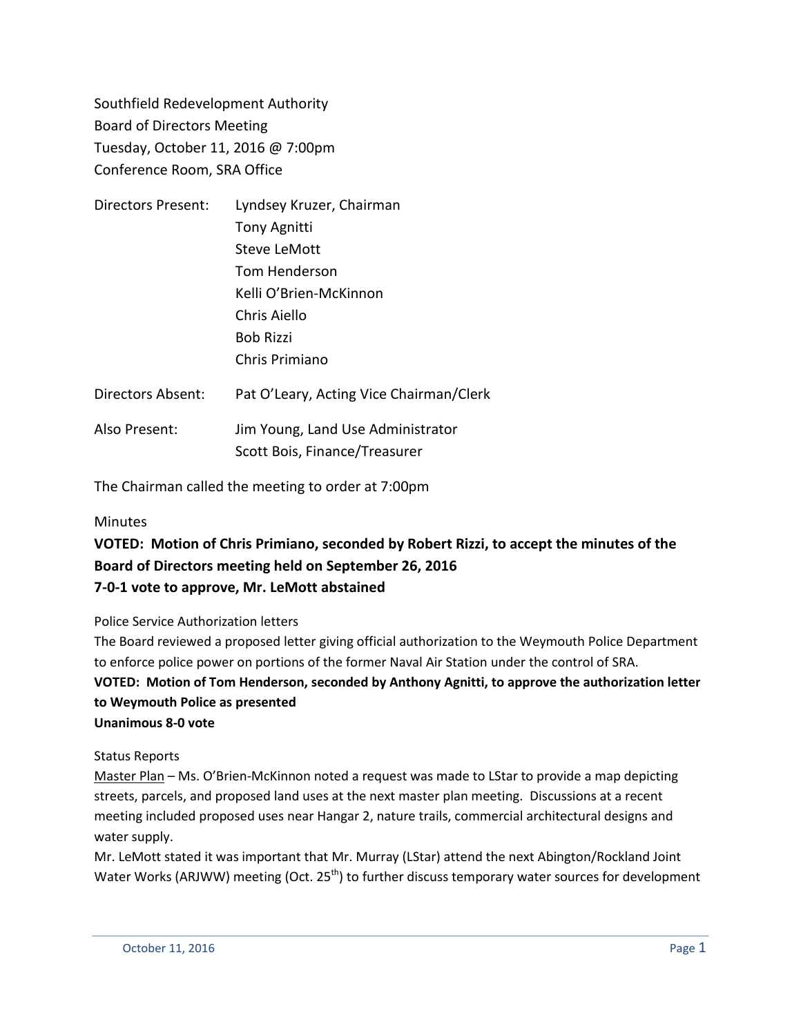Southfield Redevelopment Authority
Board of Directors Meeting
Tuesday, October 11, 2016 @ 7:00pm
Conference Room, SRA Office

| | |
|---|---|
| Directors Present: | Lyndsey Kruzer, Chairman |
| | Tony Agnitti |
| | Steve LeMott |
| | Tom Henderson |
| | Kelli O'Brien-McKinnon |
| | Chris Aiello |
| | Bob Rizzi |
| | Chris Primiano |
| Directors Absent: | Pat O'Leary, Acting Vice Chairman/Clerk |
| Also Present: | Jim Young, Land Use Administrator |
| | Scott Bois, Finance/Treasurer |

The Chairman called the meeting to order at 7:00pm

Minutes

**VOTED: Motion of Chris Primiano, seconded by Robert Rizzi, to accept the minutes of the Board of Directors meeting held on September 26, 2016**
**7-0-1 vote to approve, Mr. LeMott abstained**

Police Service Authorization letters

The Board reviewed a proposed letter giving official authorization to the Weymouth Police Department to enforce police power on portions of the former Naval Air Station under the control of SRA.

**VOTED: Motion of Tom Henderson, seconded by Anthony Agnitti, to approve the authorization letter to Weymouth Police as presented**
**Unanimous 8-0 vote**

Status Reports

Master Plan – Ms. O'Brien-McKinnon noted a request was made to LStar to provide a map depicting streets, parcels, and proposed land uses at the next master plan meeting. Discussions at a recent meeting included proposed uses near Hangar 2, nature trails, commercial architectural designs and water supply.

Mr. LeMott stated it was important that Mr. Murray (LStar) attend the next Abington/Rockland Joint Water Works (ARJWW) meeting (Oct. 25th) to further discuss temporary water sources for development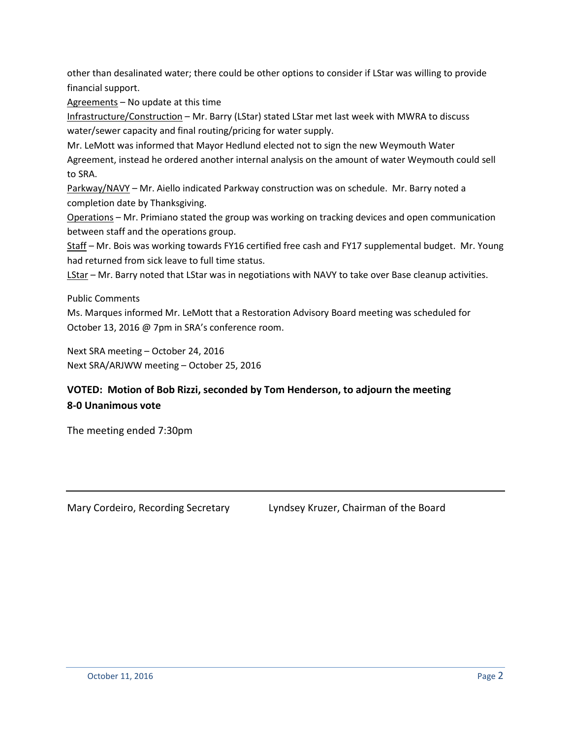other than desalinated water; there could be other options to consider if LStar was willing to provide financial support.

Agreements – No update at this time

Infrastructure/Construction – Mr. Barry (LStar) stated LStar met last week with MWRA to discuss water/sewer capacity and final routing/pricing for water supply.

Mr. LeMott was informed that Mayor Hedlund elected not to sign the new Weymouth Water Agreement, instead he ordered another internal analysis on the amount of water Weymouth could sell to SRA.

Parkway/NAVY – Mr. Aiello indicated Parkway construction was on schedule. Mr. Barry noted a completion date by Thanksgiving.

Operations – Mr. Primiano stated the group was working on tracking devices and open communication between staff and the operations group.

Staff – Mr. Bois was working towards FY16 certified free cash and FY17 supplemental budget. Mr. Young had returned from sick leave to full time status.

LStar – Mr. Barry noted that LStar was in negotiations with NAVY to take over Base cleanup activities.

Public Comments

Ms. Marques informed Mr. LeMott that a Restoration Advisory Board meeting was scheduled for October 13, 2016 @ 7pm in SRA's conference room.

Next SRA meeting – October 24, 2016
Next SRA/ARJWW meeting – October 25, 2016

**VOTED: Motion of Bob Rizzi, seconded by Tom Henderson, to adjourn the meeting**
**8-0 Unanimous vote**

The meeting ended 7:30pm

Mary Cordeiro, Recording Secretary Lyndsey Kruzer, Chairman of the Board